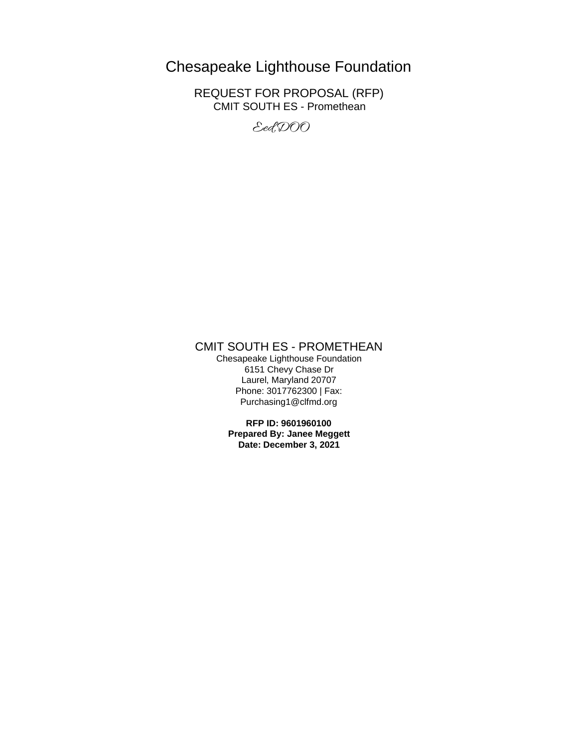# Chesapeake Lighthouse Foundation

## REQUEST FOR PROPOSAL (RFP)

CMIT SOUTH ES - Promethean

*EedDOO*

## CMIT SOUTH ES - PROMETHEAN

Chesapeake Lighthouse Foundation
6151 Chevy Chase Dr
Laurel, Maryland 20707
Phone: 3017762300 | Fax:
Purchasing1@clfmd.org

**RFP ID: 9601960100**
**Prepared By: Janee Meggett**
**Date: December 3, 2021**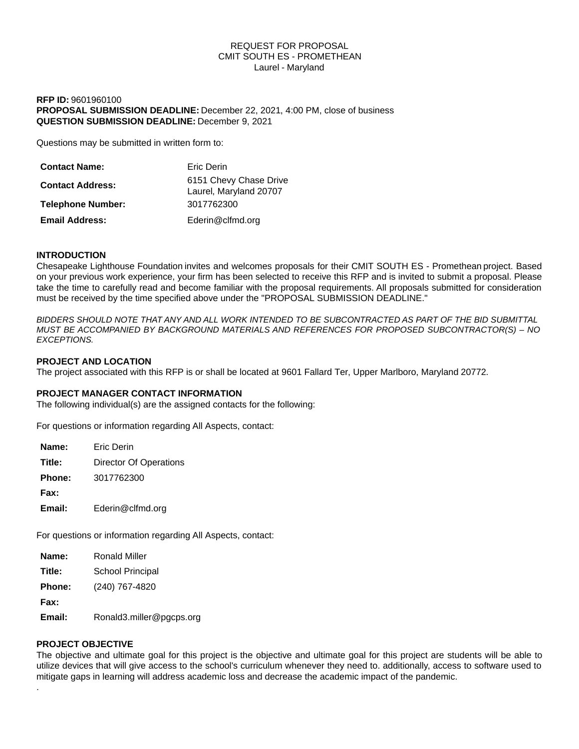REQUEST FOR PROPOSAL
CMIT SOUTH ES - PROMETHEAN
Laurel - Maryland

**RFP ID:** 9601960100
**PROPOSAL SUBMISSION DEADLINE:** December 22, 2021, 4:00 PM, close of business
**QUESTION SUBMISSION DEADLINE:** December 9, 2021

Questions may be submitted in written form to:

| | |
|---|---|
| **Contact Name:** | Eric Derin |
| **Contact Address:** | 6151 Chevy Chase Drive<br>Laurel, Maryland 20707 |
| **Telephone Number:** | 3017762300 |
| **Email Address:** | Ederin@clfmd.org |

**INTRODUCTION**
Chesapeake Lighthouse Foundation invites and welcomes proposals for their CMIT SOUTH ES - Promethean project. Based on your previous work experience, your firm has been selected to receive this RFP and is invited to submit a proposal. Please take the time to carefully read and become familiar with the proposal requirements. All proposals submitted for consideration must be received by the time specified above under the "PROPOSAL SUBMISSION DEADLINE."

*BIDDERS SHOULD NOTE THAT ANY AND ALL WORK INTENDED TO BE SUBCONTRACTED AS PART OF THE BID SUBMITTAL MUST BE ACCOMPANIED BY BACKGROUND MATERIALS AND REFERENCES FOR PROPOSED SUBCONTRACTOR(S) – NO EXCEPTIONS.*

**PROJECT AND LOCATION**
The project associated with this RFP is or shall be located at 9601 Fallard Ter, Upper Marlboro, Maryland 20772.

**PROJECT MANAGER CONTACT INFORMATION**
The following individual(s) are the assigned contacts for the following:

For questions or information regarding All Aspects, contact:

| | |
|---|---|
| **Name:** | Eric Derin |
| **Title:** | Director Of Operations |
| **Phone:** | 3017762300 |
| **Fax:** | |
| **Email:** | Ederin@clfmd.org |

For questions or information regarding All Aspects, contact:

| | |
|---|---|
| **Name:** | Ronald Miller |
| **Title:** | School Principal |
| **Phone:** | (240) 767-4820 |
| **Fax:** | |
| **Email:** | Ronald3.miller@pgcps.org |

**PROJECT OBJECTIVE**
The objective and ultimate goal for this project is the objective and ultimate goal for this project are students will be able to utilize devices that will give access to the school's curriculum whenever they need to. additionally, access to software used to mitigate gaps in learning will address academic loss and decrease the academic impact of the pandemic.
.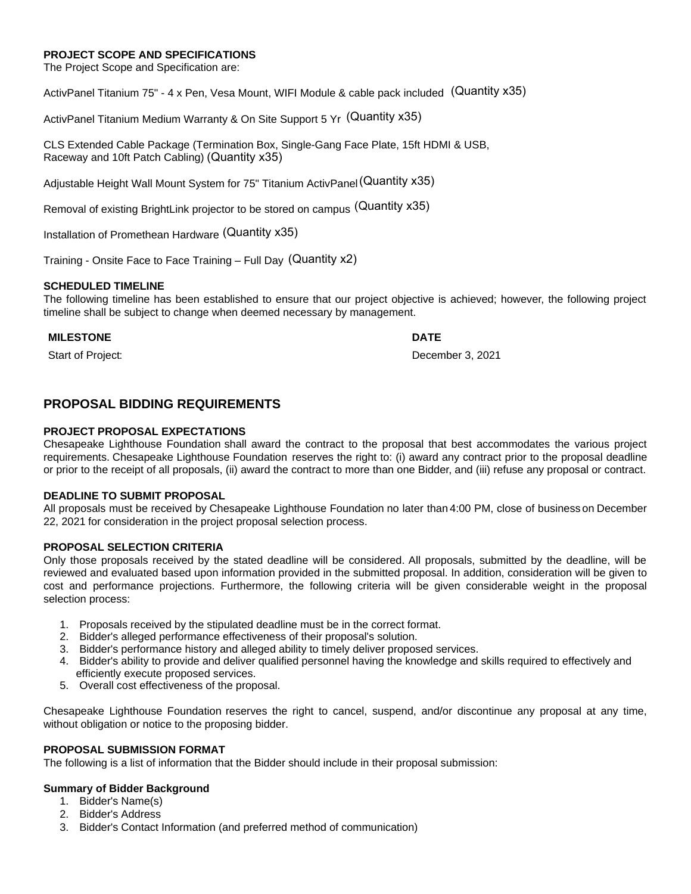**PROJECT SCOPE AND SPECIFICATIONS**
The Project Scope and Specification are:

ActivPanel Titanium 75" - 4 x Pen, Vesa Mount, WIFI Module & cable pack included (Quantity x35)

ActivPanel Titanium Medium Warranty & On Site Support 5 Yr (Quantity x35)

CLS Extended Cable Package (Termination Box, Single-Gang Face Plate, 15ft HDMI & USB, Raceway and 10ft Patch Cabling) (Quantity x35)

Adjustable Height Wall Mount System for 75" Titanium ActivPanel (Quantity x35)

Removal of existing BrightLink projector to be stored on campus (Quantity x35)

Installation of Promethean Hardware (Quantity x35)

Training - Onsite Face to Face Training – Full Day (Quantity x2)

**SCHEDULED TIMELINE**
The following timeline has been established to ensure that our project objective is achieved; however, the following project timeline shall be subject to change when deemed necessary by management.

| MILESTONE | DATE |
|---|---|
| Start of Project: | December 3, 2021 |

## PROPOSAL BIDDING REQUIREMENTS

**PROJECT PROPOSAL EXPECTATIONS**
Chesapeake Lighthouse Foundation shall award the contract to the proposal that best accommodates the various project requirements. Chesapeake Lighthouse Foundation reserves the right to: (i) award any contract prior to the proposal deadline or prior to the receipt of all proposals, (ii) award the contract to more than one Bidder, and (iii) refuse any proposal or contract.

**DEADLINE TO SUBMIT PROPOSAL**
All proposals must be received by Chesapeake Lighthouse Foundation no later than 4:00 PM, close of business on December 22, 2021 for consideration in the project proposal selection process.

**PROPOSAL SELECTION CRITERIA**
Only those proposals received by the stated deadline will be considered. All proposals, submitted by the deadline, will be reviewed and evaluated based upon information provided in the submitted proposal. In addition, consideration will be given to cost and performance projections. Furthermore, the following criteria will be given considerable weight in the proposal selection process:

1. Proposals received by the stipulated deadline must be in the correct format.
2. Bidder's alleged performance effectiveness of their proposal's solution.
3. Bidder's performance history and alleged ability to timely deliver proposed services.
4. Bidder's ability to provide and deliver qualified personnel having the knowledge and skills required to effectively and efficiently execute proposed services.
5. Overall cost effectiveness of the proposal.

Chesapeake Lighthouse Foundation reserves the right to cancel, suspend, and/or discontinue any proposal at any time, without obligation or notice to the proposing bidder.

**PROPOSAL SUBMISSION FORMAT**
The following is a list of information that the Bidder should include in their proposal submission:

**Summary of Bidder Background**

1. Bidder's Name(s)
2. Bidder's Address
3. Bidder's Contact Information (and preferred method of communication)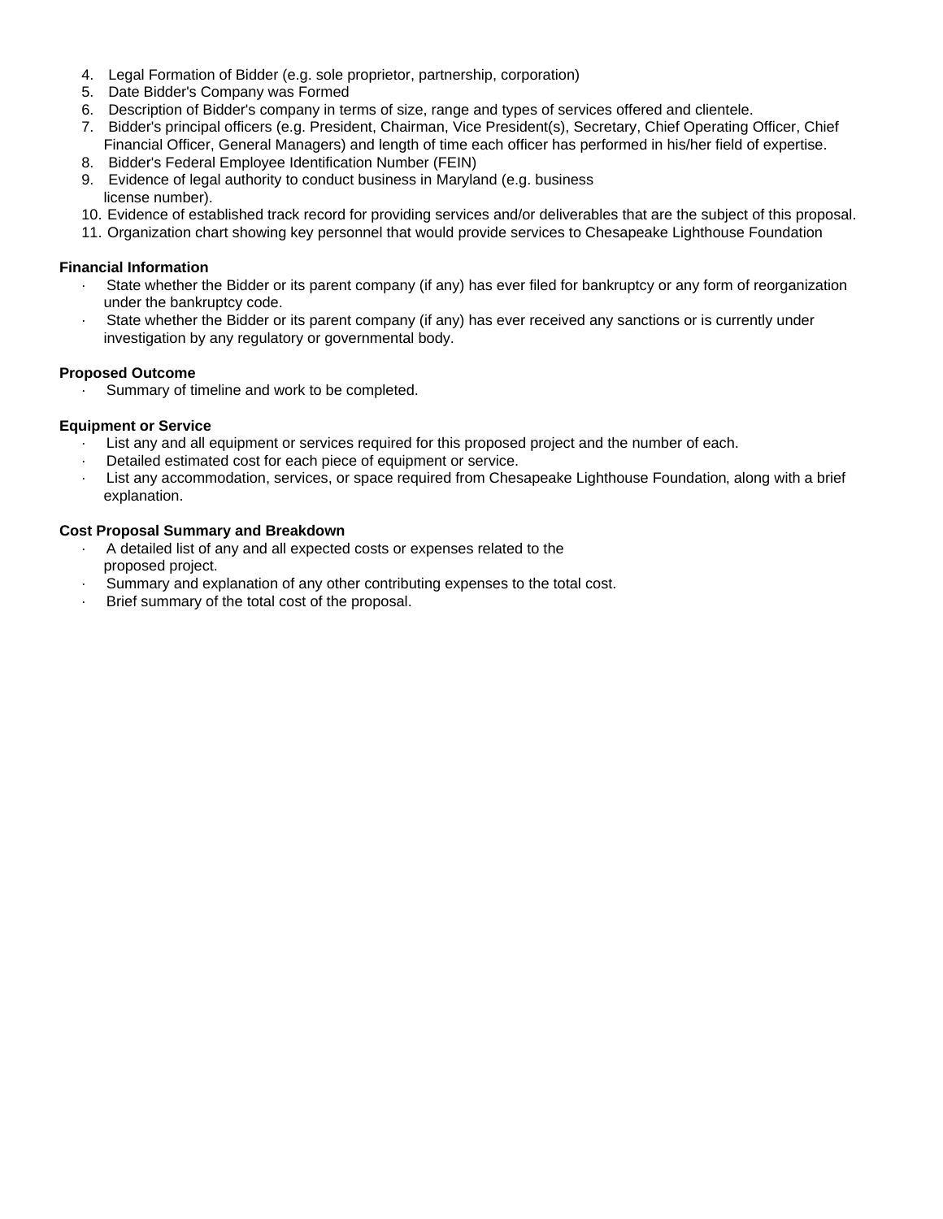4. Legal Formation of Bidder (e.g. sole proprietor, partnership, corporation)
5. Date Bidder's Company was Formed
6. Description of Bidder's company in terms of size, range and types of services offered and clientele.
7. Bidder's principal officers (e.g. President, Chairman, Vice President(s), Secretary, Chief Operating Officer, Chief Financial Officer, General Managers) and length of time each officer has performed in his/her field of expertise.
8. Bidder's Federal Employee Identification Number (FEIN)
9. Evidence of legal authority to conduct business in Maryland (e.g. business license number).
10. Evidence of established track record for providing services and/or deliverables that are the subject of this proposal.
11. Organization chart showing key personnel that would provide services to Chesapeake Lighthouse Foundation

**Financial Information**

- State whether the Bidder or its parent company (if any) has ever filed for bankruptcy or any form of reorganization under the bankruptcy code.
- State whether the Bidder or its parent company (if any) has ever received any sanctions or is currently under investigation by any regulatory or governmental body.

**Proposed Outcome**

- Summary of timeline and work to be completed.

**Equipment or Service**

- List any and all equipment or services required for this proposed project and the number of each.
- Detailed estimated cost for each piece of equipment or service.
- List any accommodation, services, or space required from Chesapeake Lighthouse Foundation, along with a brief explanation.

**Cost Proposal Summary and Breakdown**

- A detailed list of any and all expected costs or expenses related to the proposed project.
- Summary and explanation of any other contributing expenses to the total cost.
- Brief summary of the total cost of the proposal.